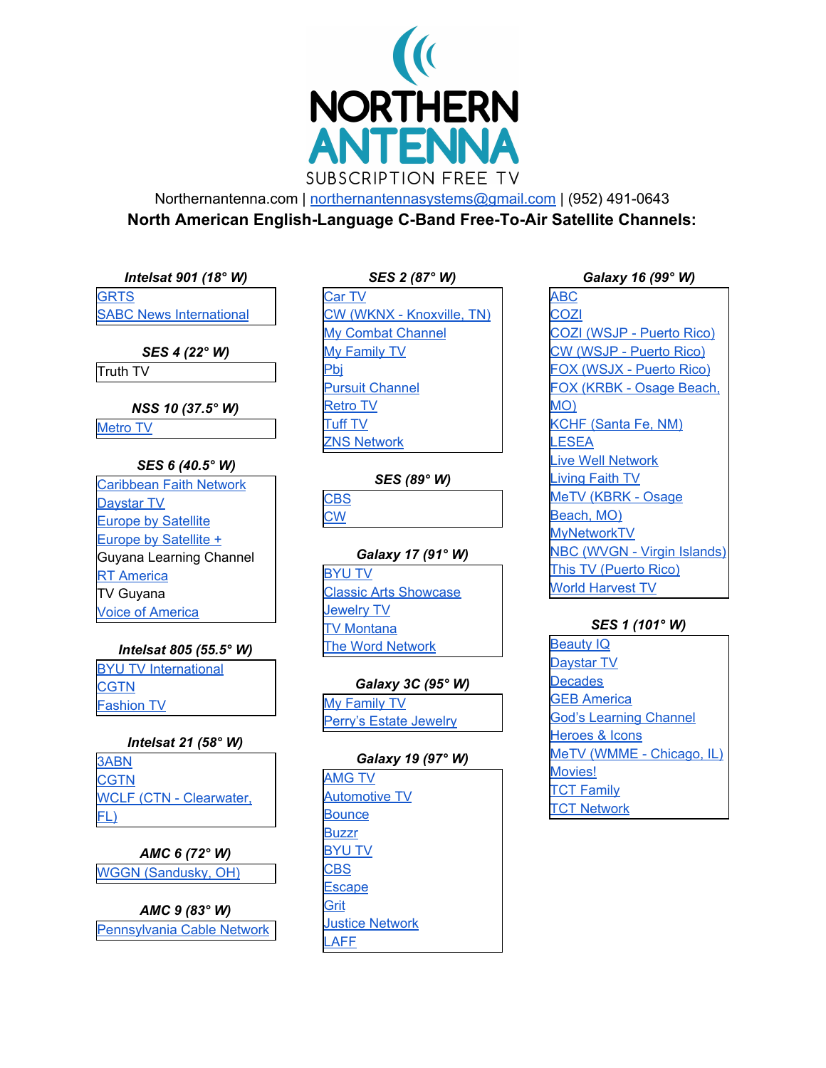# NORTHERN ANTENNA

SUBSCRIPTION FREE TV

Northernantenna.com | northernantennasystems@gmail.com | (952) 491-0643

**North American English-Language C-Band Free-To-Air Satellite Channels:**

***Intelsat 901 (18° W)***

- GRTS
- SABC News International

***SES 4 (22° W)***

- Truth TV

***NSS 10 (37.5° W)***

- Metro TV

***SES 6 (40.5° W)***

- Caribbean Faith Network
- Daystar TV
- Europe by Satellite
- Europe by Satellite +
- Guyana Learning Channel
- RT America
- TV Guyana
- Voice of America

***Intelsat 805 (55.5° W)***

- BYU TV International
- CGTN
- Fashion TV

***Intelsat 21 (58° W)***

- 3ABN
- CGTN
- WCLF (CTN - Clearwater, FL)

***AMC 6 (72° W)***

- WGGN (Sandusky, OH)

***AMC 9 (83° W)***

- Pennsylvania Cable Network

***SES 2 (87° W)***

- Car TV
- CW (WKNX - Knoxville, TN)
- My Combat Channel
- My Family TV
- Pbj
- Pursuit Channel
- Retro TV
- Tuff TV
- ZNS Network

***SES (89° W)***

- CBS
- CW

***Galaxy 17 (91° W)***

- BYU TV
- Classic Arts Showcase
- Jewelry TV
- TV Montana
- The Word Network

***Galaxy 3C (95° W)***

- My Family TV
- Perry's Estate Jewelry

***Galaxy 19 (97° W)***

- AMG TV
- Automotive TV
- Bounce
- Buzzr
- BYU TV
- CBS
- Escape
- Grit
- Justice Network
- LAFF

***Galaxy 16 (99° W)***

- ABC
- COZI
- COZI (WSJP - Puerto Rico)
- CW (WSJP - Puerto Rico)
- FOX (WSJX - Puerto Rico)
- FOX (KRBK - Osage Beach, MO)
- KCHF (Santa Fe, NM)
- LESEA
- Live Well Network
- Living Faith TV
- MeTV (KBRK - Osage Beach, MO)
- MyNetworkTV
- NBC (WVGN - Virgin Islands)
- This TV (Puerto Rico)
- World Harvest TV

***SES 1 (101° W)***

- Beauty IQ
- Daystar TV
- Decades
- GEB America
- God's Learning Channel
- Heroes & Icons
- MeTV (WMME - Chicago, IL)
- Movies!
- TCT Family
- TCT Network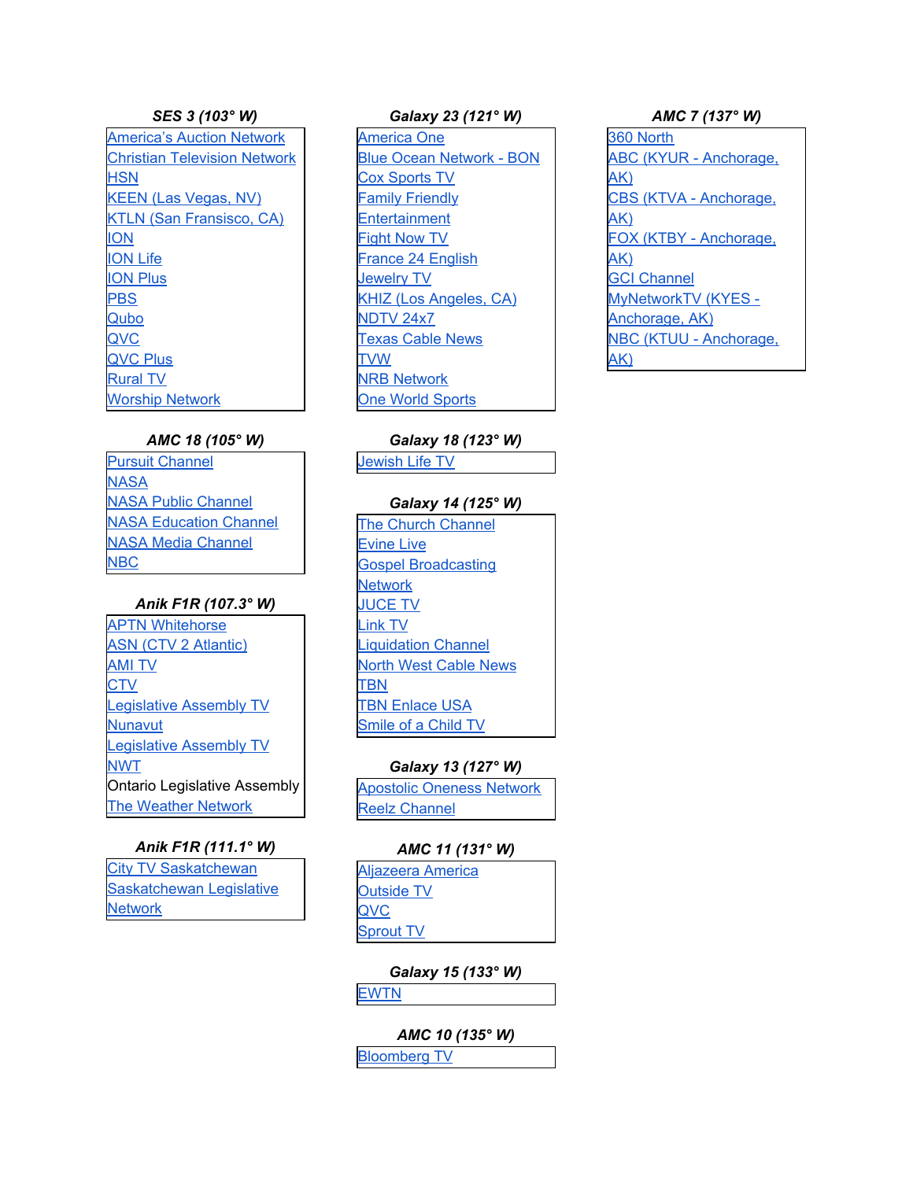| SES 3 (103° W) |
|---|
| America's Auction Network |
| Christian Television Network |
| HSN |
| KEEN (Las Vegas, NV) |
| KTLN (San Fransisco, CA) |
| ION |
| ION Life |
| ION Plus |
| PBS |
| Qubo |
| QVC |
| QVC Plus |
| Rural TV |
| Worship Network |

| AMC 18 (105° W) |
|---|
| Pursuit Channel |
| NASA |
| NASA Public Channel |
| NASA Education Channel |
| NASA Media Channel |
| NBC |

| Anik F1R (107.3° W) |
|---|
| APTN Whitehorse |
| ASN (CTV 2 Atlantic) |
| AMI TV |
| CTV |
| Legislative Assembly TV Nunavut |
| Legislative Assembly TV NWT |
| Ontario Legislative Assembly |
| The Weather Network |

| Anik F1R (111.1° W) |
|---|
| City TV Saskatchewan |
| Saskatchewan Legislative Network |

| Galaxy 23 (121° W) |
|---|
| America One |
| Blue Ocean Network - BON |
| Cox Sports TV |
| Family Friendly Entertainment |
| Fight Now TV |
| France 24 English |
| Jewelry TV |
| KHIZ (Los Angeles, CA) |
| NDTV 24x7 |
| Texas Cable News |
| TVW |
| NRB Network |
| One World Sports |

| Galaxy 18 (123° W) |
|---|
| Jewish Life TV |

| Galaxy 14 (125° W) |
|---|
| The Church Channel |
| Evine Live |
| Gospel Broadcasting Network |
| JUCE TV |
| Link TV |
| Liquidation Channel |
| North West Cable News |
| TBN |
| TBN Enlace USA |
| Smile of a Child TV |

| Galaxy 13 (127° W) |
|---|
| Apostolic Oneness Network |
| Reelz Channel |

| AMC 11 (131° W) |
|---|
| Aljazeera America |
| Outside TV |
| QVC |
| Sprout TV |

| Galaxy 15 (133° W) |
|---|
| EWTN |

| AMC 10 (135° W) |
|---|
| Bloomberg TV |

| AMC 7 (137° W) |
|---|
| 360 North |
| ABC (KYUR - Anchorage, AK) |
| CBS (KTVA - Anchorage, AK) |
| FOX (KTBY - Anchorage, AK) |
| GCI Channel |
| MyNetworkTV (KYES - Anchorage, AK) |
| NBC (KTUU - Anchorage, AK) |